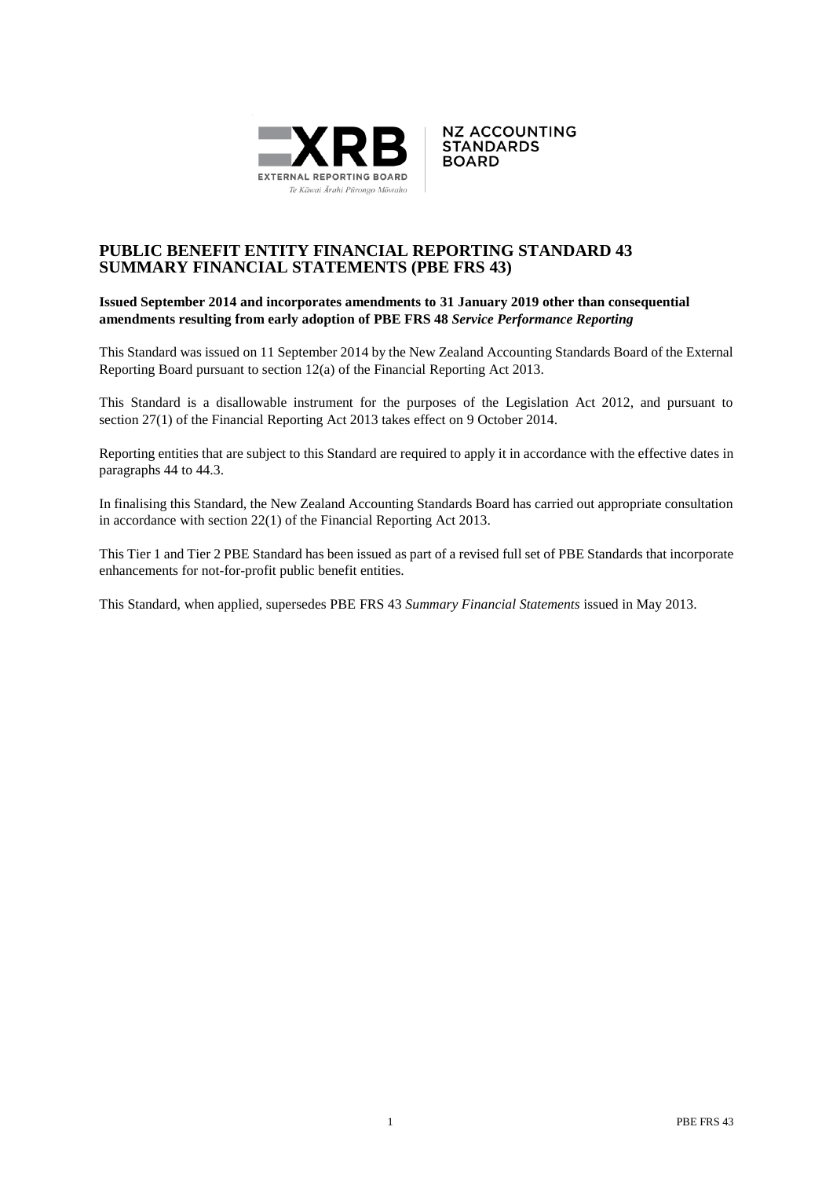XRB EXTERNAL REPORTING BOARD

Te Kāwai Ārahi Pūrongo Mōwaho

NZ ACCOUNTING STANDARDS BOARD

# PUBLIC BENEFIT ENTITY FINANCIAL REPORTING STANDARD 43 SUMMARY FINANCIAL STATEMENTS (PBE FRS 43)

**Issued September 2014 and incorporates amendments to 31 January 2019 other than consequential amendments resulting from early adoption of PBE FRS 48 *Service Performance Reporting***

This Standard was issued on 11 September 2014 by the New Zealand Accounting Standards Board of the External Reporting Board pursuant to section 12(a) of the Financial Reporting Act 2013.

This Standard is a disallowable instrument for the purposes of the Legislation Act 2012, and pursuant to section 27(1) of the Financial Reporting Act 2013 takes effect on 9 October 2014.

Reporting entities that are subject to this Standard are required to apply it in accordance with the effective dates in paragraphs 44 to 44.3.

In finalising this Standard, the New Zealand Accounting Standards Board has carried out appropriate consultation in accordance with section 22(1) of the Financial Reporting Act 2013.

This Tier 1 and Tier 2 PBE Standard has been issued as part of a revised full set of PBE Standards that incorporate enhancements for not-for-profit public benefit entities.

This Standard, when applied, supersedes PBE FRS 43 *Summary Financial Statements* issued in May 2013.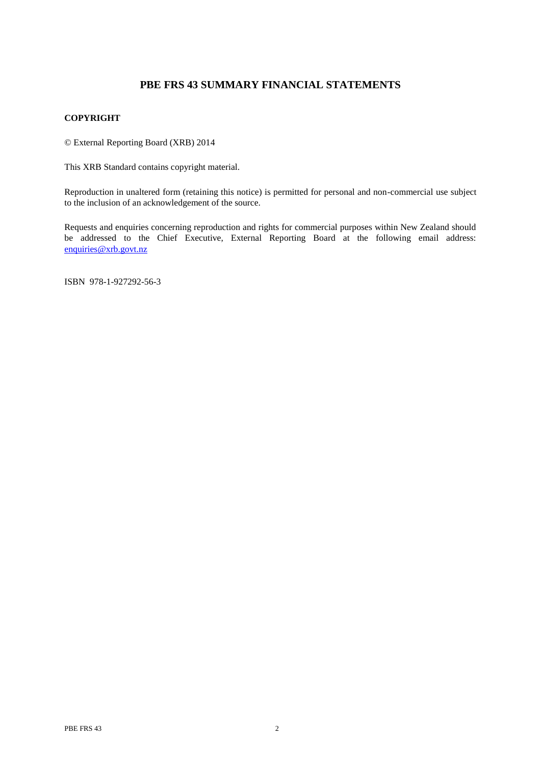# PBE FRS 43 SUMMARY FINANCIAL STATEMENTS

## COPYRIGHT

© External Reporting Board (XRB) 2014

This XRB Standard contains copyright material.

Reproduction in unaltered form (retaining this notice) is permitted for personal and non-commercial use subject to the inclusion of an acknowledgement of the source.

Requests and enquiries concerning reproduction and rights for commercial purposes within New Zealand should be addressed to the Chief Executive, External Reporting Board at the following email address: enquiries@xrb.govt.nz

ISBN 978-1-927292-56-3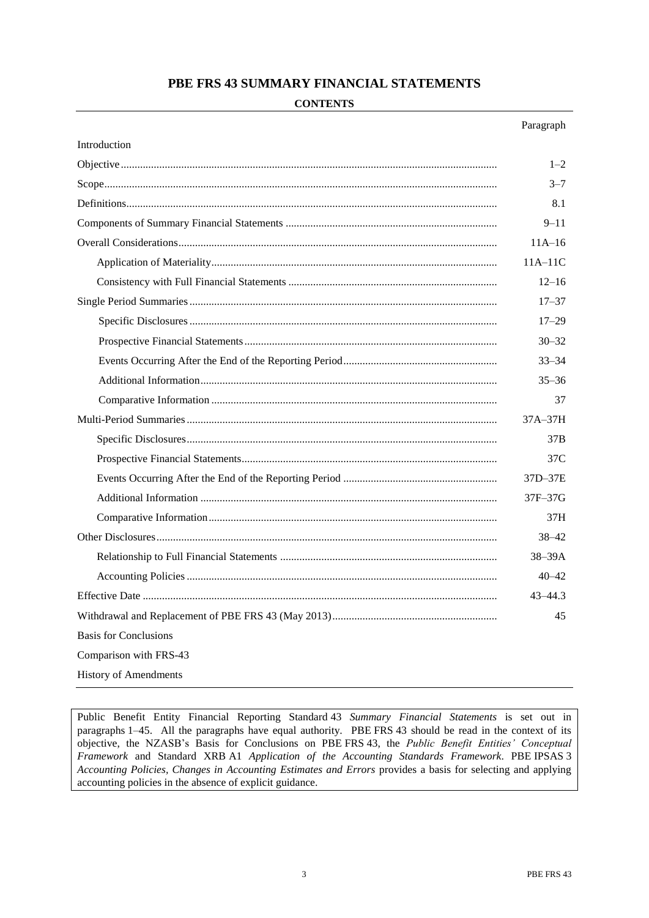# PBE FRS 43 SUMMARY FINANCIAL STATEMENTS

## CONTENTS

| | Paragraph |
|---|---|
| Introduction | |
| Objective | 1–2 |
| Scope | 3–7 |
| Definitions | 8.1 |
| Components of Summary Financial Statements | 9–11 |
| Overall Considerations | 11A–16 |
| Application of Materiality | 11A–11C |
| Consistency with Full Financial Statements | 12–16 |
| Single Period Summaries | 17–37 |
| Specific Disclosures | 17–29 |
| Prospective Financial Statements | 30–32 |
| Events Occurring After the End of the Reporting Period | 33–34 |
| Additional Information | 35–36 |
| Comparative Information | 37 |
| Multi-Period Summaries | 37A–37H |
| Specific Disclosures | 37B |
| Prospective Financial Statements | 37C |
| Events Occurring After the End of the Reporting Period | 37D–37E |
| Additional Information | 37F–37G |
| Comparative Information | 37H |
| Other Disclosures | 38–42 |
| Relationship to Full Financial Statements | 38–39A |
| Accounting Policies | 40–42 |
| Effective Date | 43–44.3 |
| Withdrawal and Replacement of PBE FRS 43 (May 2013) | 45 |
| Basis for Conclusions | |
| Comparison with FRS-43 | |
| History of Amendments | |

Public Benefit Entity Financial Reporting Standard 43 *Summary Financial Statements* is set out in paragraphs 1–45. All the paragraphs have equal authority. PBE FRS 43 should be read in the context of its objective, the NZASB's Basis for Conclusions on PBE FRS 43, the *Public Benefit Entities' Conceptual Framework* and Standard XRB A1 *Application of the Accounting Standards Framework*. PBE IPSAS 3 *Accounting Policies, Changes in Accounting Estimates and Errors* provides a basis for selecting and applying accounting policies in the absence of explicit guidance.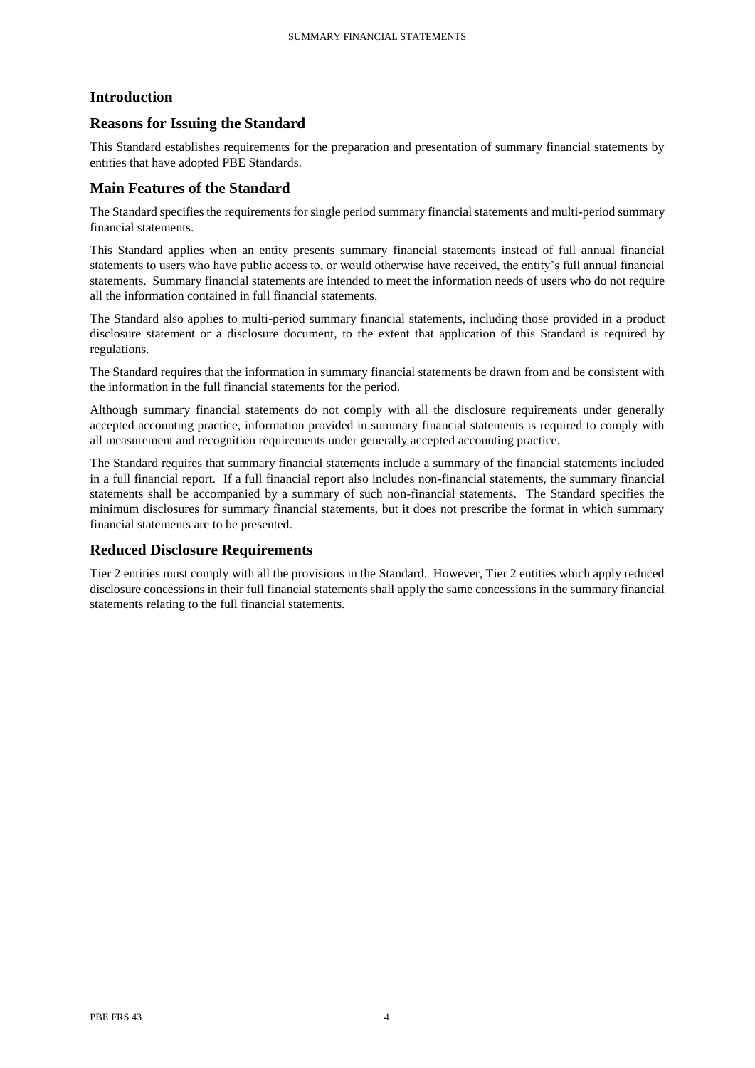## Introduction

### Reasons for Issuing the Standard

This Standard establishes requirements for the preparation and presentation of summary financial statements by entities that have adopted PBE Standards.

### Main Features of the Standard

The Standard specifies the requirements for single period summary financial statements and multi-period summary financial statements.

This Standard applies when an entity presents summary financial statements instead of full annual financial statements to users who have public access to, or would otherwise have received, the entity's full annual financial statements. Summary financial statements are intended to meet the information needs of users who do not require all the information contained in full financial statements.

The Standard also applies to multi-period summary financial statements, including those provided in a product disclosure statement or a disclosure document, to the extent that application of this Standard is required by regulations.

The Standard requires that the information in summary financial statements be drawn from and be consistent with the information in the full financial statements for the period.

Although summary financial statements do not comply with all the disclosure requirements under generally accepted accounting practice, information provided in summary financial statements is required to comply with all measurement and recognition requirements under generally accepted accounting practice.

The Standard requires that summary financial statements include a summary of the financial statements included in a full financial report. If a full financial report also includes non-financial statements, the summary financial statements shall be accompanied by a summary of such non-financial statements. The Standard specifies the minimum disclosures for summary financial statements, but it does not prescribe the format in which summary financial statements are to be presented.

### Reduced Disclosure Requirements

Tier 2 entities must comply with all the provisions in the Standard. However, Tier 2 entities which apply reduced disclosure concessions in their full financial statements shall apply the same concessions in the summary financial statements relating to the full financial statements.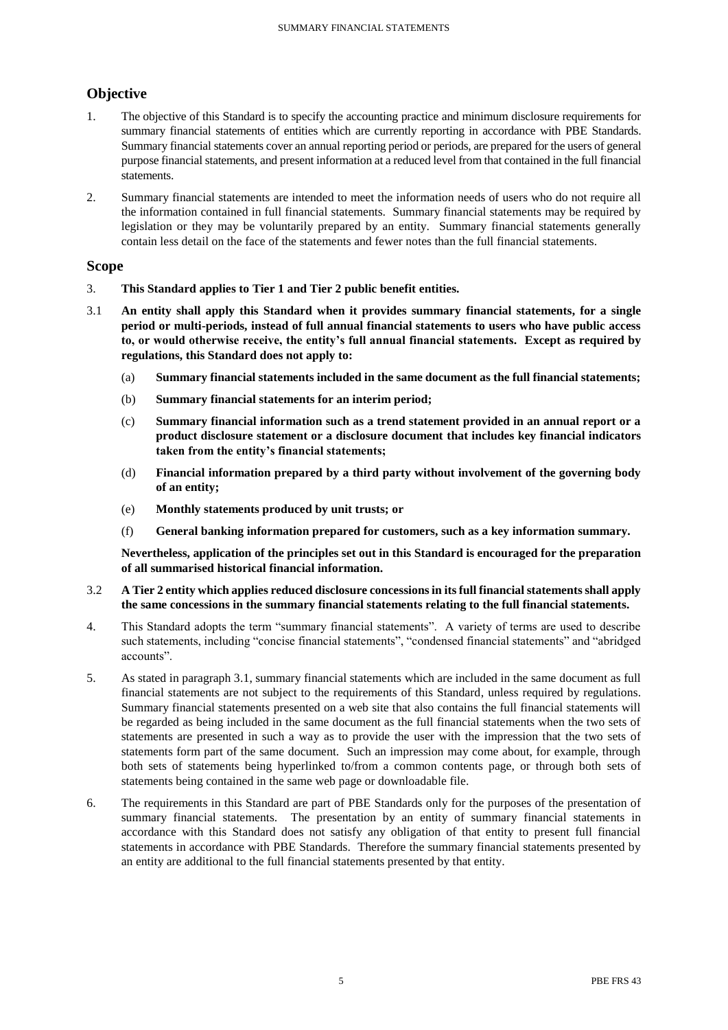## Objective

1. The objective of this Standard is to specify the accounting practice and minimum disclosure requirements for summary financial statements of entities which are currently reporting in accordance with PBE Standards. Summary financial statements cover an annual reporting period or periods, are prepared for the users of general purpose financial statements, and present information at a reduced level from that contained in the full financial statements.

2. Summary financial statements are intended to meet the information needs of users who do not require all the information contained in full financial statements. Summary financial statements may be required by legislation or they may be voluntarily prepared by an entity. Summary financial statements generally contain less detail on the face of the statements and fewer notes than the full financial statements.

## Scope

3. **This Standard applies to Tier 1 and Tier 2 public benefit entities.**

3.1 **An entity shall apply this Standard when it provides summary financial statements, for a single period or multi-periods, instead of full annual financial statements to users who have public access to, or would otherwise receive, the entity's full annual financial statements. Except as required by regulations, this Standard does not apply to:**

   (a) **Summary financial statements included in the same document as the full financial statements;**

   (b) **Summary financial statements for an interim period;**

   (c) **Summary financial information such as a trend statement provided in an annual report or a product disclosure statement or a disclosure document that includes key financial indicators taken from the entity's financial statements;**

   (d) **Financial information prepared by a third party without involvement of the governing body of an entity;**

   (e) **Monthly statements produced by unit trusts; or**

   (f) **General banking information prepared for customers, such as a key information summary.**

   **Nevertheless, application of the principles set out in this Standard is encouraged for the preparation of all summarised historical financial information.**

3.2 **A Tier 2 entity which applies reduced disclosure concessions in its full financial statements shall apply the same concessions in the summary financial statements relating to the full financial statements.**

4. This Standard adopts the term "summary financial statements". A variety of terms are used to describe such statements, including "concise financial statements", "condensed financial statements" and "abridged accounts".

5. As stated in paragraph 3.1, summary financial statements which are included in the same document as full financial statements are not subject to the requirements of this Standard, unless required by regulations. Summary financial statements presented on a web site that also contains the full financial statements will be regarded as being included in the same document as the full financial statements when the two sets of statements are presented in such a way as to provide the user with the impression that the two sets of statements form part of the same document. Such an impression may come about, for example, through both sets of statements being hyperlinked to/from a common contents page, or through both sets of statements being contained in the same web page or downloadable file.

6. The requirements in this Standard are part of PBE Standards only for the purposes of the presentation of summary financial statements. The presentation by an entity of summary financial statements in accordance with this Standard does not satisfy any obligation of that entity to present full financial statements in accordance with PBE Standards. Therefore the summary financial statements presented by an entity are additional to the full financial statements presented by that entity.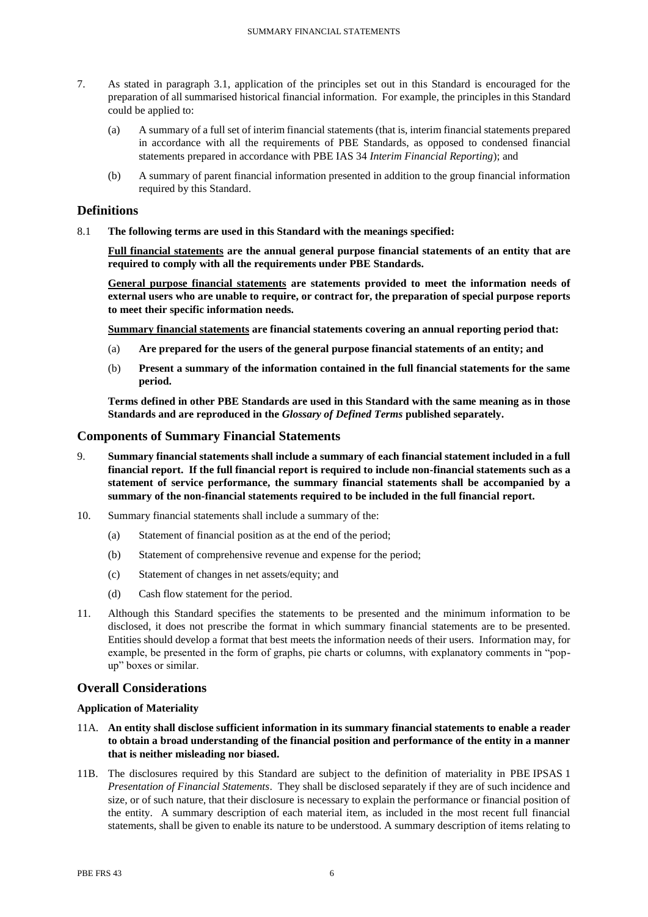7. As stated in paragraph 3.1, application of the principles set out in this Standard is encouraged for the preparation of all summarised historical financial information. For example, the principles in this Standard could be applied to:

   (a) A summary of a full set of interim financial statements (that is, interim financial statements prepared in accordance with all the requirements of PBE Standards, as opposed to condensed financial statements prepared in accordance with PBE IAS 34 *Interim Financial Reporting*); and

   (b) A summary of parent financial information presented in addition to the group financial information required by this Standard.

## Definitions

8.1 **The following terms are used in this Standard with the meanings specified:**

**<u>Full financial statements</u> are the annual general purpose financial statements of an entity that are required to comply with all the requirements under PBE Standards.**

**<u>General purpose financial statements</u> are statements provided to meet the information needs of external users who are unable to require, or contract for, the preparation of special purpose reports to meet their specific information needs.**

**<u>Summary financial statements</u> are financial statements covering an annual reporting period that:**

(a) **Are prepared for the users of the general purpose financial statements of an entity; and**

(b) **Present a summary of the information contained in the full financial statements for the same period.**

**Terms defined in other PBE Standards are used in this Standard with the same meaning as in those Standards and are reproduced in the *Glossary of Defined Terms* published separately.**

## Components of Summary Financial Statements

9. **Summary financial statements shall include a summary of each financial statement included in a full financial report. If the full financial report is required to include non-financial statements such as a statement of service performance, the summary financial statements shall be accompanied by a summary of the non-financial statements required to be included in the full financial report.**

10. Summary financial statements shall include a summary of the:

    (a) Statement of financial position as at the end of the period;

    (b) Statement of comprehensive revenue and expense for the period;

    (c) Statement of changes in net assets/equity; and

    (d) Cash flow statement for the period.

11. Although this Standard specifies the statements to be presented and the minimum information to be disclosed, it does not prescribe the format in which summary financial statements are to be presented. Entities should develop a format that best meets the information needs of their users. Information may, for example, be presented in the form of graphs, pie charts or columns, with explanatory comments in "pop-up" boxes or similar.

## Overall Considerations

### Application of Materiality

11A. **An entity shall disclose sufficient information in its summary financial statements to enable a reader to obtain a broad understanding of the financial position and performance of the entity in a manner that is neither misleading nor biased.**

11B. The disclosures required by this Standard are subject to the definition of materiality in PBE IPSAS 1 *Presentation of Financial Statements*. They shall be disclosed separately if they are of such incidence and size, or of such nature, that their disclosure is necessary to explain the performance or financial position of the entity. A summary description of each material item, as included in the most recent full financial statements, shall be given to enable its nature to be understood. A summary description of items relating to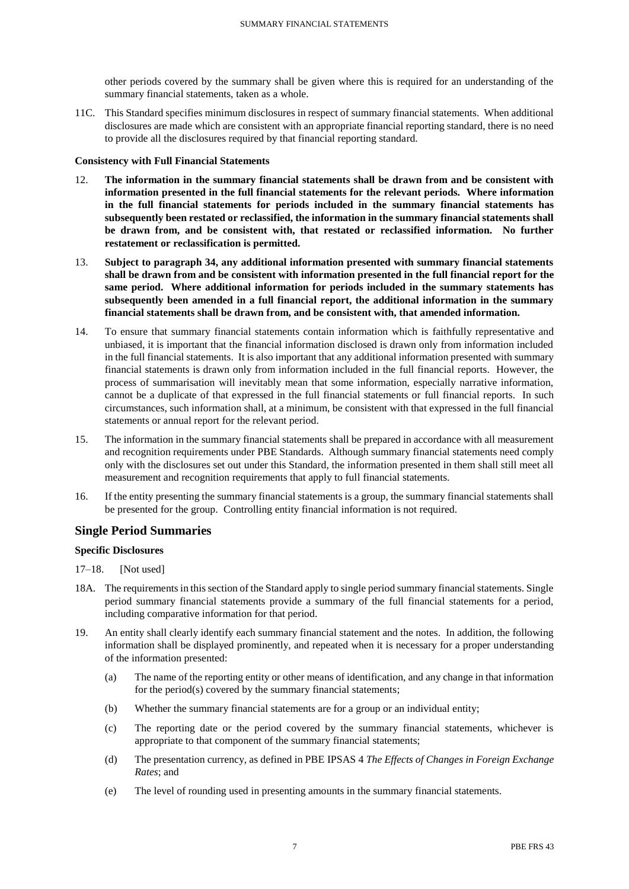other periods covered by the summary shall be given where this is required for an understanding of the summary financial statements, taken as a whole.

11C. This Standard specifies minimum disclosures in respect of summary financial statements. When additional disclosures are made which are consistent with an appropriate financial reporting standard, there is no need to provide all the disclosures required by that financial reporting standard.

#### Consistency with Full Financial Statements

12. **The information in the summary financial statements shall be drawn from and be consistent with information presented in the full financial statements for the relevant periods. Where information in the full financial statements for periods included in the summary financial statements has subsequently been restated or reclassified, the information in the summary financial statements shall be drawn from, and be consistent with, that restated or reclassified information. No further restatement or reclassification is permitted.**

13. **Subject to paragraph 34, any additional information presented with summary financial statements shall be drawn from and be consistent with information presented in the full financial report for the same period. Where additional information for periods included in the summary statements has subsequently been amended in a full financial report, the additional information in the summary financial statements shall be drawn from, and be consistent with, that amended information.**

14. To ensure that summary financial statements contain information which is faithfully representative and unbiased, it is important that the financial information disclosed is drawn only from information included in the full financial statements. It is also important that any additional information presented with summary financial statements is drawn only from information included in the full financial reports. However, the process of summarisation will inevitably mean that some information, especially narrative information, cannot be a duplicate of that expressed in the full financial statements or full financial reports. In such circumstances, such information shall, at a minimum, be consistent with that expressed in the full financial statements or annual report for the relevant period.

15. The information in the summary financial statements shall be prepared in accordance with all measurement and recognition requirements under PBE Standards. Although summary financial statements need comply only with the disclosures set out under this Standard, the information presented in them shall still meet all measurement and recognition requirements that apply to full financial statements.

16. If the entity presenting the summary financial statements is a group, the summary financial statements shall be presented for the group. Controlling entity financial information is not required.

## Single Period Summaries

#### Specific Disclosures

17–18. [Not used]

18A. The requirements in this section of the Standard apply to single period summary financial statements. Single period summary financial statements provide a summary of the full financial statements for a period, including comparative information for that period.

19. An entity shall clearly identify each summary financial statement and the notes. In addition, the following information shall be displayed prominently, and repeated when it is necessary for a proper understanding of the information presented:

    (a) The name of the reporting entity or other means of identification, and any change in that information for the period(s) covered by the summary financial statements;

    (b) Whether the summary financial statements are for a group or an individual entity;

    (c) The reporting date or the period covered by the summary financial statements, whichever is appropriate to that component of the summary financial statements;

    (d) The presentation currency, as defined in PBE IPSAS 4 *The Effects of Changes in Foreign Exchange Rates*; and

    (e) The level of rounding used in presenting amounts in the summary financial statements.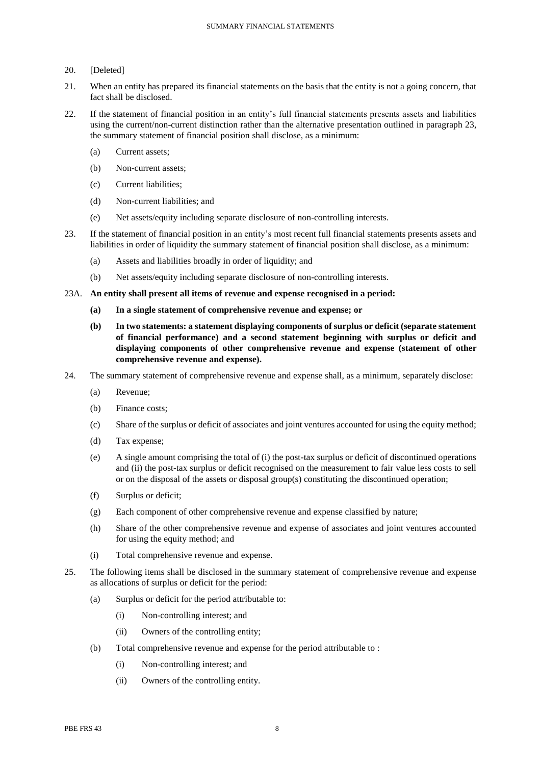20. [Deleted]

21. When an entity has prepared its financial statements on the basis that the entity is not a going concern, that fact shall be disclosed.

22. If the statement of financial position in an entity's full financial statements presents assets and liabilities using the current/non-current distinction rather than the alternative presentation outlined in paragraph 23, the summary statement of financial position shall disclose, as a minimum:

    (a) Current assets;

    (b) Non-current assets;

    (c) Current liabilities;

    (d) Non-current liabilities; and

    (e) Net assets/equity including separate disclosure of non-controlling interests.

23. If the statement of financial position in an entity's most recent full financial statements presents assets and liabilities in order of liquidity the summary statement of financial position shall disclose, as a minimum:

    (a) Assets and liabilities broadly in order of liquidity; and

    (b) Net assets/equity including separate disclosure of non-controlling interests.

23A. **An entity shall present all items of revenue and expense recognised in a period:**

    **(a) In a single statement of comprehensive revenue and expense; or**

    **(b) In two statements: a statement displaying components of surplus or deficit (separate statement of financial performance) and a second statement beginning with surplus or deficit and displaying components of other comprehensive revenue and expense (statement of other comprehensive revenue and expense).**

24. The summary statement of comprehensive revenue and expense shall, as a minimum, separately disclose:

    (a) Revenue;

    (b) Finance costs;

    (c) Share of the surplus or deficit of associates and joint ventures accounted for using the equity method;

    (d) Tax expense;

    (e) A single amount comprising the total of (i) the post-tax surplus or deficit of discontinued operations and (ii) the post-tax surplus or deficit recognised on the measurement to fair value less costs to sell or on the disposal of the assets or disposal group(s) constituting the discontinued operation;

    (f) Surplus or deficit;

    (g) Each component of other comprehensive revenue and expense classified by nature;

    (h) Share of the other comprehensive revenue and expense of associates and joint ventures accounted for using the equity method; and

    (i) Total comprehensive revenue and expense.

25. The following items shall be disclosed in the summary statement of comprehensive revenue and expense as allocations of surplus or deficit for the period:

    (a) Surplus or deficit for the period attributable to:

        (i) Non-controlling interest; and

        (ii) Owners of the controlling entity;

    (b) Total comprehensive revenue and expense for the period attributable to :

        (i) Non-controlling interest; and

        (ii) Owners of the controlling entity.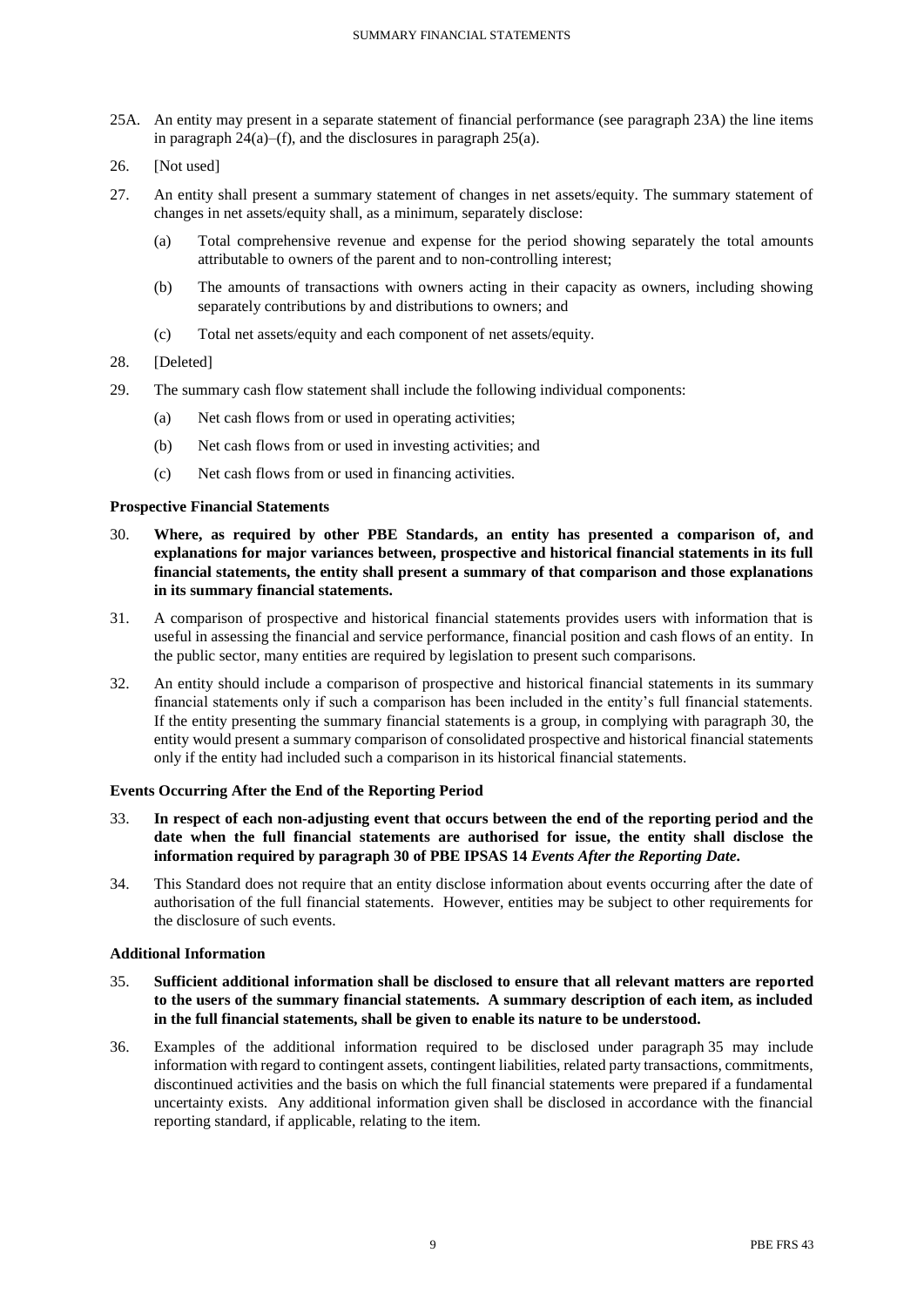25A. An entity may present in a separate statement of financial performance (see paragraph 23A) the line items in paragraph 24(a)–(f), and the disclosures in paragraph 25(a).

26. [Not used]

27. An entity shall present a summary statement of changes in net assets/equity. The summary statement of changes in net assets/equity shall, as a minimum, separately disclose:

    (a) Total comprehensive revenue and expense for the period showing separately the total amounts attributable to owners of the parent and to non-controlling interest;

    (b) The amounts of transactions with owners acting in their capacity as owners, including showing separately contributions by and distributions to owners; and

    (c) Total net assets/equity and each component of net assets/equity.

28. [Deleted]

29. The summary cash flow statement shall include the following individual components:

    (a) Net cash flows from or used in operating activities;

    (b) Net cash flows from or used in investing activities; and

    (c) Net cash flows from or used in financing activities.

### Prospective Financial Statements

30. **Where, as required by other PBE Standards, an entity has presented a comparison of, and explanations for major variances between, prospective and historical financial statements in its full financial statements, the entity shall present a summary of that comparison and those explanations in its summary financial statements.**

31. A comparison of prospective and historical financial statements provides users with information that is useful in assessing the financial and service performance, financial position and cash flows of an entity. In the public sector, many entities are required by legislation to present such comparisons.

32. An entity should include a comparison of prospective and historical financial statements in its summary financial statements only if such a comparison has been included in the entity's full financial statements. If the entity presenting the summary financial statements is a group, in complying with paragraph 30, the entity would present a summary comparison of consolidated prospective and historical financial statements only if the entity had included such a comparison in its historical financial statements.

### Events Occurring After the End of the Reporting Period

33. **In respect of each non-adjusting event that occurs between the end of the reporting period and the date when the full financial statements are authorised for issue, the entity shall disclose the information required by paragraph 30 of PBE IPSAS 14 *Events After the Reporting Date*.**

34. This Standard does not require that an entity disclose information about events occurring after the date of authorisation of the full financial statements. However, entities may be subject to other requirements for the disclosure of such events.

### Additional Information

35. **Sufficient additional information shall be disclosed to ensure that all relevant matters are reported to the users of the summary financial statements. A summary description of each item, as included in the full financial statements, shall be given to enable its nature to be understood.**

36. Examples of the additional information required to be disclosed under paragraph 35 may include information with regard to contingent assets, contingent liabilities, related party transactions, commitments, discontinued activities and the basis on which the full financial statements were prepared if a fundamental uncertainty exists. Any additional information given shall be disclosed in accordance with the financial reporting standard, if applicable, relating to the item.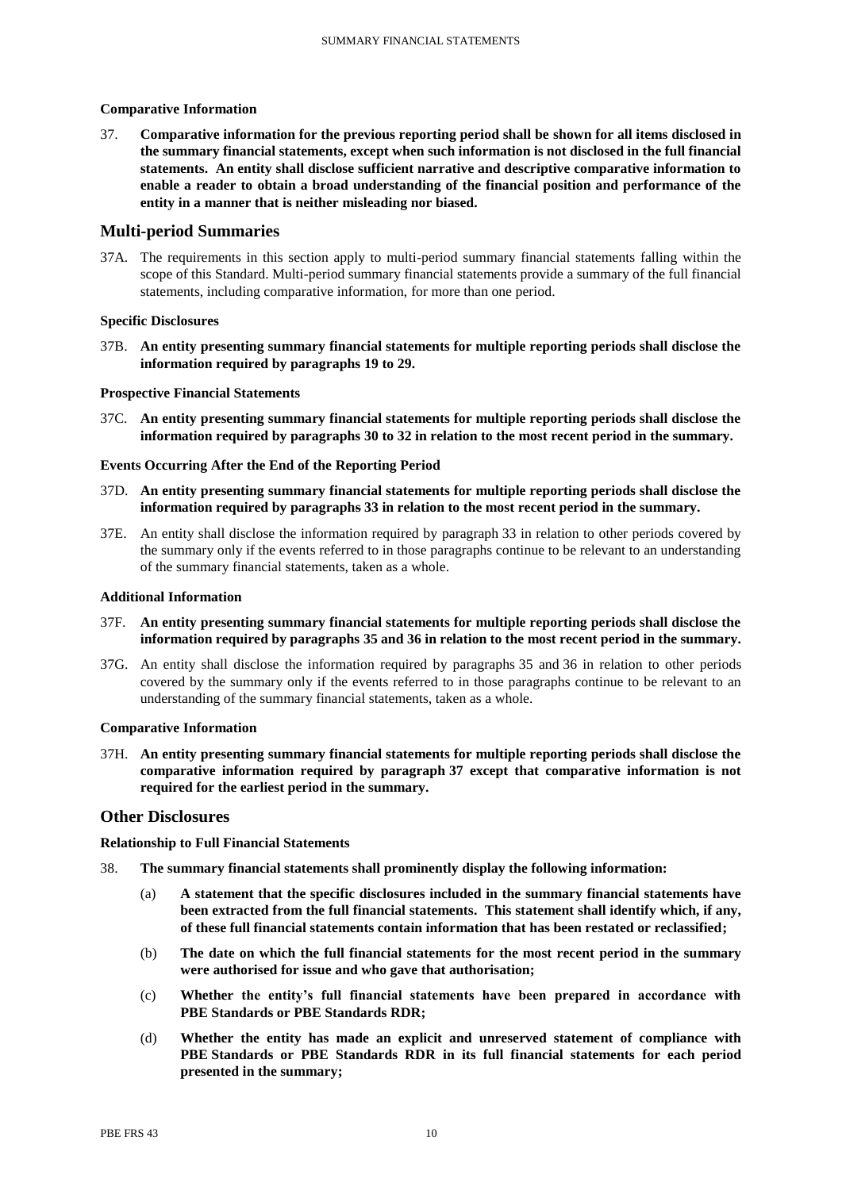#### Comparative Information

37. **Comparative information for the previous reporting period shall be shown for all items disclosed in the summary financial statements, except when such information is not disclosed in the full financial statements. An entity shall disclose sufficient narrative and descriptive comparative information to enable a reader to obtain a broad understanding of the financial position and performance of the entity in a manner that is neither misleading nor biased.**

## Multi-period Summaries

37A. The requirements in this section apply to multi-period summary financial statements falling within the scope of this Standard. Multi-period summary financial statements provide a summary of the full financial statements, including comparative information, for more than one period.

#### Specific Disclosures

37B. **An entity presenting summary financial statements for multiple reporting periods shall disclose the information required by paragraphs 19 to 29.**

#### Prospective Financial Statements

37C. **An entity presenting summary financial statements for multiple reporting periods shall disclose the information required by paragraphs 30 to 32 in relation to the most recent period in the summary.**

#### Events Occurring After the End of the Reporting Period

37D. **An entity presenting summary financial statements for multiple reporting periods shall disclose the information required by paragraphs 33 in relation to the most recent period in the summary.**

37E. An entity shall disclose the information required by paragraph 33 in relation to other periods covered by the summary only if the events referred to in those paragraphs continue to be relevant to an understanding of the summary financial statements, taken as a whole.

#### Additional Information

37F. **An entity presenting summary financial statements for multiple reporting periods shall disclose the information required by paragraphs 35 and 36 in relation to the most recent period in the summary.**

37G. An entity shall disclose the information required by paragraphs 35 and 36 in relation to other periods covered by the summary only if the events referred to in those paragraphs continue to be relevant to an understanding of the summary financial statements, taken as a whole.

#### Comparative Information

37H. **An entity presenting summary financial statements for multiple reporting periods shall disclose the comparative information required by paragraph 37 except that comparative information is not required for the earliest period in the summary.**

## Other Disclosures

#### Relationship to Full Financial Statements

38. **The summary financial statements shall prominently display the following information:**

    (a) **A statement that the specific disclosures included in the summary financial statements have been extracted from the full financial statements. This statement shall identify which, if any, of these full financial statements contain information that has been restated or reclassified;**

    (b) **The date on which the full financial statements for the most recent period in the summary were authorised for issue and who gave that authorisation;**

    (c) **Whether the entity's full financial statements have been prepared in accordance with PBE Standards or PBE Standards RDR;**

    (d) **Whether the entity has made an explicit and unreserved statement of compliance with PBE Standards or PBE Standards RDR in its full financial statements for each period presented in the summary;**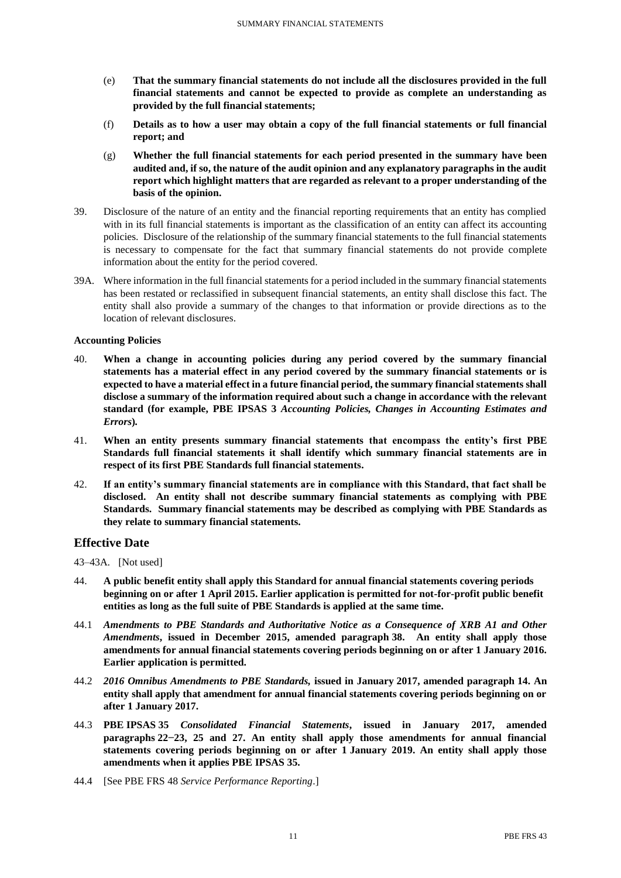(e) **That the summary financial statements do not include all the disclosures provided in the full financial statements and cannot be expected to provide as complete an understanding as provided by the full financial statements;**

(f) **Details as to how a user may obtain a copy of the full financial statements or full financial report; and**

(g) **Whether the full financial statements for each period presented in the summary have been audited and, if so, the nature of the audit opinion and any explanatory paragraphs in the audit report which highlight matters that are regarded as relevant to a proper understanding of the basis of the opinion.**

39. Disclosure of the nature of an entity and the financial reporting requirements that an entity has complied with in its full financial statements is important as the classification of an entity can affect its accounting policies. Disclosure of the relationship of the summary financial statements to the full financial statements is necessary to compensate for the fact that summary financial statements do not provide complete information about the entity for the period covered.

39A. Where information in the full financial statements for a period included in the summary financial statements has been restated or reclassified in subsequent financial statements, an entity shall disclose this fact. The entity shall also provide a summary of the changes to that information or provide directions as to the location of relevant disclosures.

**Accounting Policies**

40. **When a change in accounting policies during any period covered by the summary financial statements has a material effect in any period covered by the summary financial statements or is expected to have a material effect in a future financial period, the summary financial statements shall disclose a summary of the information required about such a change in accordance with the relevant standard (for example, PBE IPSAS 3 *Accounting Policies, Changes in Accounting Estimates and Errors*).**

41. **When an entity presents summary financial statements that encompass the entity's first PBE Standards full financial statements it shall identify which summary financial statements are in respect of its first PBE Standards full financial statements.**

42. **If an entity's summary financial statements are in compliance with this Standard, that fact shall be disclosed. An entity shall not describe summary financial statements as complying with PBE Standards. Summary financial statements may be described as complying with PBE Standards as they relate to summary financial statements.**

## Effective Date

43–43A. [Not used]

44. **A public benefit entity shall apply this Standard for annual financial statements covering periods beginning on or after 1 April 2015. Earlier application is permitted for not-for-profit public benefit entities as long as the full suite of PBE Standards is applied at the same time.**

44.1 ***Amendments to PBE Standards and Authoritative Notice as a Consequence of XRB A1 and Other Amendments*, issued in December 2015, amended paragraph 38. An entity shall apply those amendments for annual financial statements covering periods beginning on or after 1 January 2016. Earlier application is permitted.**

44.2 ***2016 Omnibus Amendments to PBE Standards*, issued in January 2017, amended paragraph 14. An entity shall apply that amendment for annual financial statements covering periods beginning on or after 1 January 2017.**

44.3 **PBE IPSAS 35 *Consolidated Financial Statements*, issued in January 2017, amended paragraphs 22−23, 25 and 27. An entity shall apply those amendments for annual financial statements covering periods beginning on or after 1 January 2019. An entity shall apply those amendments when it applies PBE IPSAS 35.**

44.4 [See PBE FRS 48 *Service Performance Reporting*.]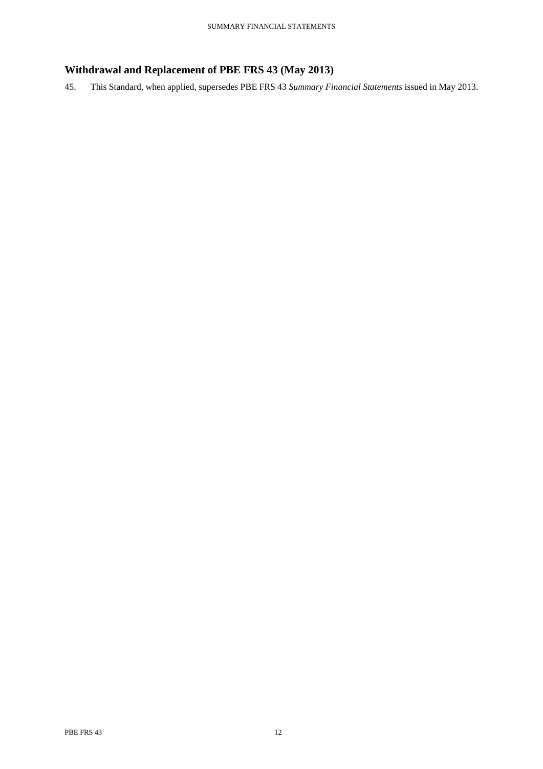## Withdrawal and Replacement of PBE FRS 43 (May 2013)

45. This Standard, when applied, supersedes PBE FRS 43 *Summary Financial Statements* issued in May 2013.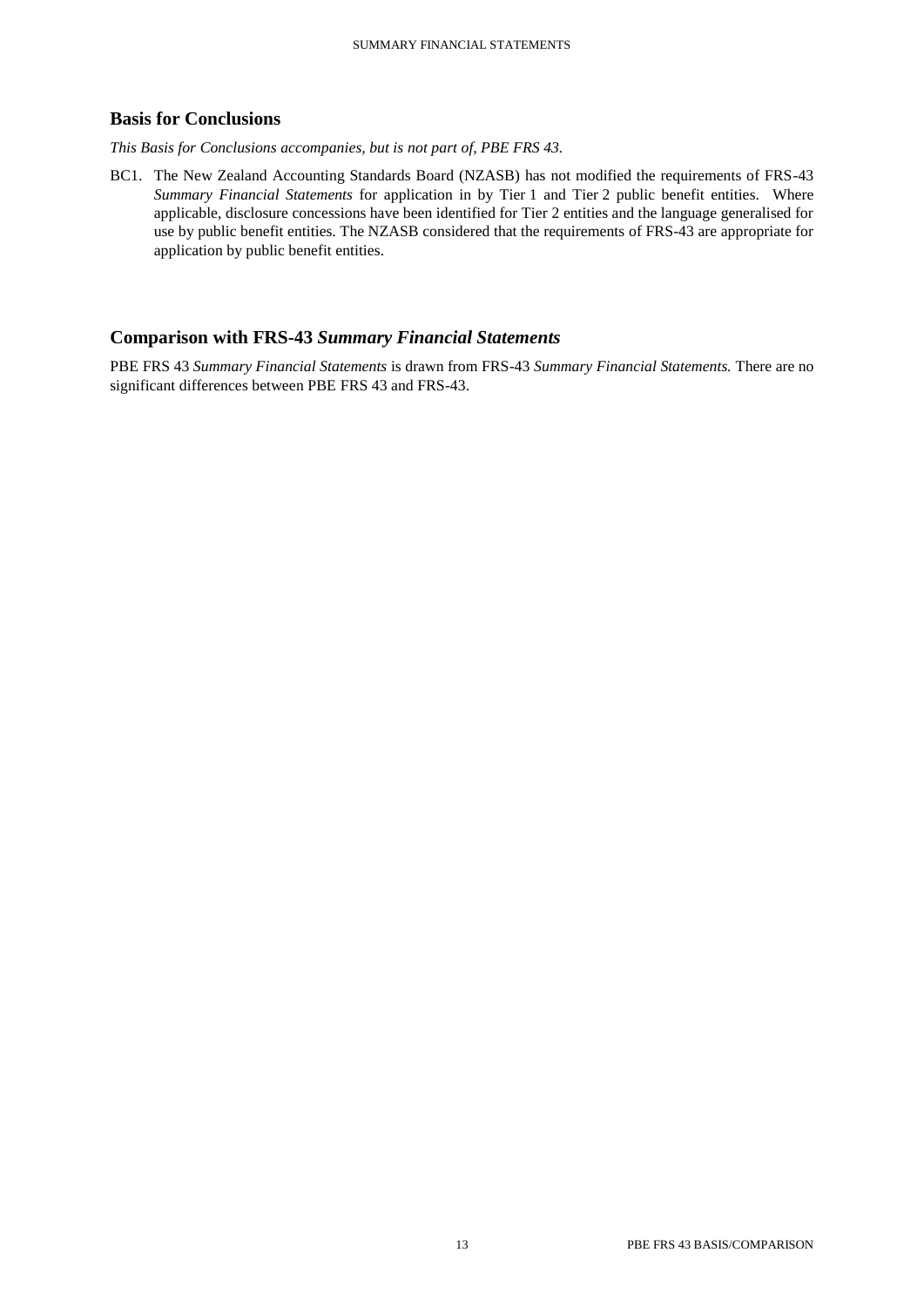## Basis for Conclusions

*This Basis for Conclusions accompanies, but is not part of, PBE FRS 43.*

BC1. The New Zealand Accounting Standards Board (NZASB) has not modified the requirements of FRS-43 *Summary Financial Statements* for application in by Tier 1 and Tier 2 public benefit entities. Where applicable, disclosure concessions have been identified for Tier 2 entities and the language generalised for use by public benefit entities. The NZASB considered that the requirements of FRS-43 are appropriate for application by public benefit entities.

## Comparison with FRS-43 *Summary Financial Statements*

PBE FRS 43 *Summary Financial Statements* is drawn from FRS-43 *Summary Financial Statements.* There are no significant differences between PBE FRS 43 and FRS-43.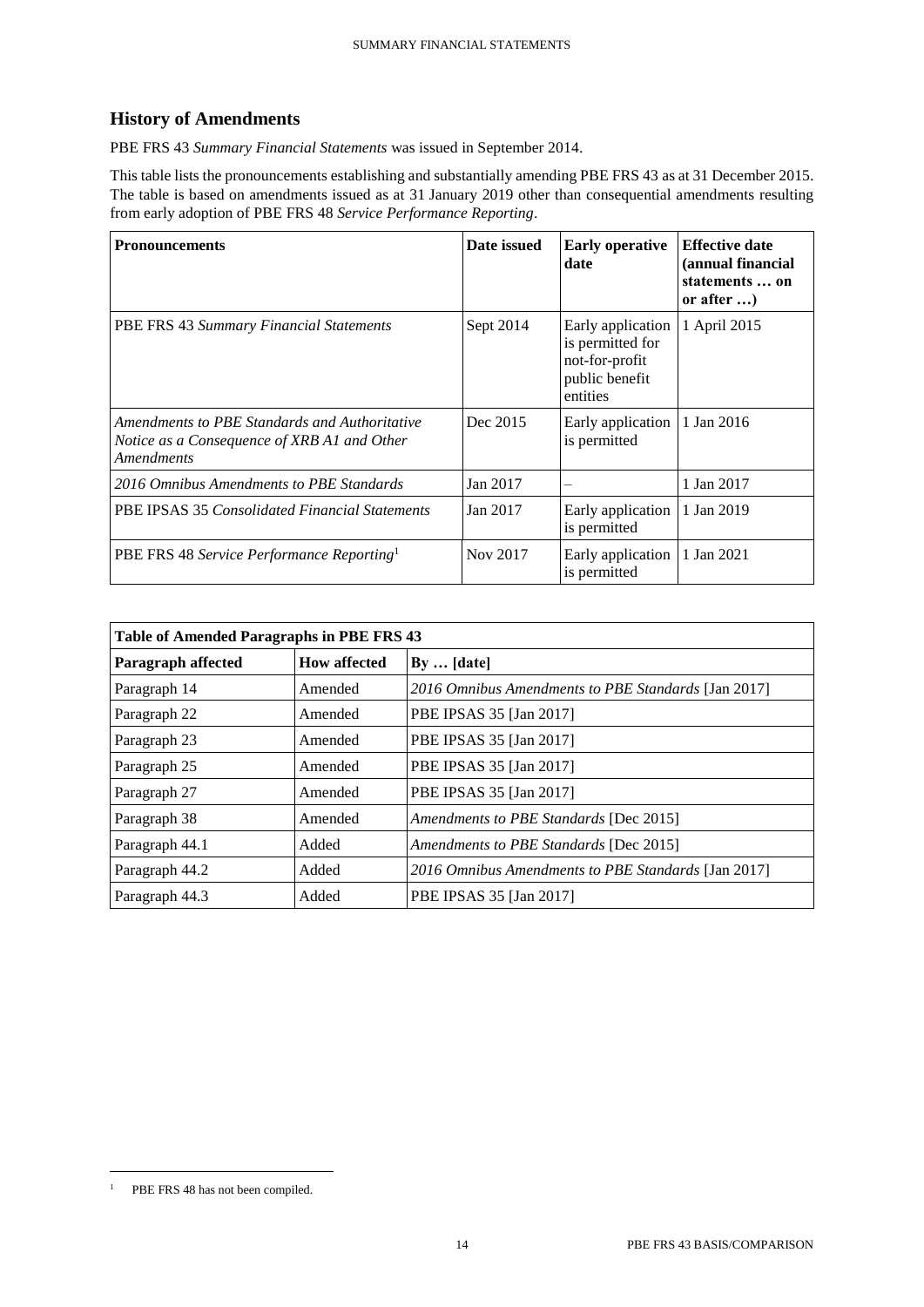## History of Amendments

PBE FRS 43 *Summary Financial Statements* was issued in September 2014.

This table lists the pronouncements establishing and substantially amending PBE FRS 43 as at 31 December 2015. The table is based on amendments issued as at 31 January 2019 other than consequential amendments resulting from early adoption of PBE FRS 48 *Service Performance Reporting*.

| **Pronouncements** | **Date issued** | **Early operative date** | **Effective date (annual financial statements … on or after …)** |
|---|---|---|---|
| PBE FRS 43 *Summary Financial Statements* | Sept 2014 | Early application is permitted for not-for-profit public benefit entities | 1 April 2015 |
| *Amendments to PBE Standards and Authoritative Notice as a Consequence of XRB A1 and Other Amendments* | Dec 2015 | Early application is permitted | 1 Jan 2016 |
| *2016 Omnibus Amendments to PBE Standards* | Jan 2017 | – | 1 Jan 2017 |
| PBE IPSAS 35 *Consolidated Financial Statements* | Jan 2017 | Early application is permitted | 1 Jan 2019 |
| PBE FRS 48 *Service Performance Reporting*[1] | Nov 2017 | Early application is permitted | 1 Jan 2021 |

| **Table of Amended Paragraphs in PBE FRS 43** | | |
|---|---|---|
| **Paragraph affected** | **How affected** | **By … [date]** |
| Paragraph 14 | Amended | *2016 Omnibus Amendments to PBE Standards* [Jan 2017] |
| Paragraph 22 | Amended | PBE IPSAS 35 [Jan 2017] |
| Paragraph 23 | Amended | PBE IPSAS 35 [Jan 2017] |
| Paragraph 25 | Amended | PBE IPSAS 35 [Jan 2017] |
| Paragraph 27 | Amended | PBE IPSAS 35 [Jan 2017] |
| Paragraph 38 | Amended | *Amendments to PBE Standards* [Dec 2015] |
| Paragraph 44.1 | Added | *Amendments to PBE Standards* [Dec 2015] |
| Paragraph 44.2 | Added | *2016 Omnibus Amendments to PBE Standards* [Jan 2017] |
| Paragraph 44.3 | Added | PBE IPSAS 35 [Jan 2017] |

[1] PBE FRS 48 has not been compiled.